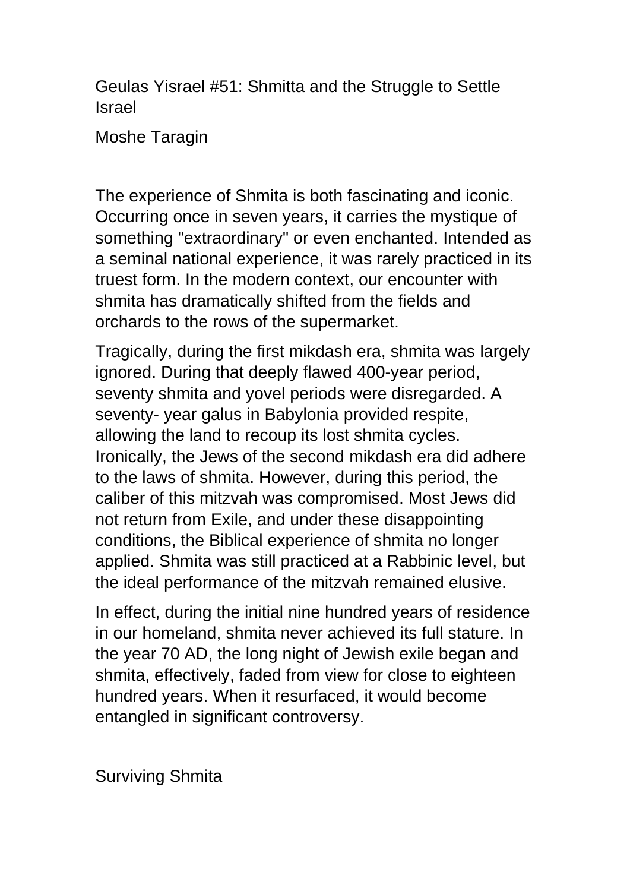# Geulas Yisrael #51: Shmitta and the Struggle to Settle Israel

Moshe Taragin

The experience of Shmita is both fascinating and iconic. Occurring once in seven years, it carries the mystique of something "extraordinary" or even enchanted. Intended as a seminal national experience, it was rarely practiced in its truest form. In the modern context, our encounter with shmita has dramatically shifted from the fields and orchards to the rows of the supermarket.

Tragically, during the first mikdash era, shmita was largely ignored. During that deeply flawed 400-year period, seventy shmita and yovel periods were disregarded. A seventy- year galus in Babylonia provided respite, allowing the land to recoup its lost shmita cycles. Ironically, the Jews of the second mikdash era did adhere to the laws of shmita. However, during this period, the caliber of this mitzvah was compromised. Most Jews did not return from Exile, and under these disappointing conditions, the Biblical experience of shmita no longer applied. Shmita was still practiced at a Rabbinic level, but the ideal performance of the mitzvah remained elusive.

In effect, during the initial nine hundred years of residence in our homeland, shmita never achieved its full stature. In the year 70 AD, the long night of Jewish exile began and shmita, effectively, faded from view for close to eighteen hundred years. When it resurfaced, it would become entangled in significant controversy.

## Surviving Shmita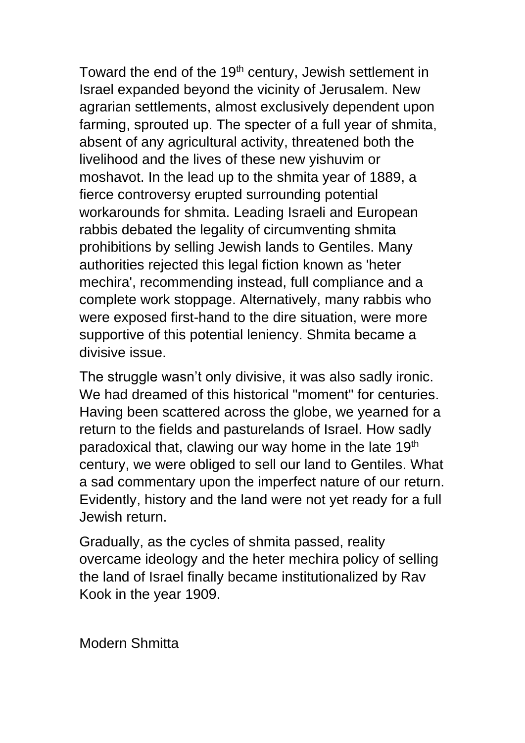Toward the end of the 19th century, Jewish settlement in Israel expanded beyond the vicinity of Jerusalem. New agrarian settlements, almost exclusively dependent upon farming, sprouted up. The specter of a full year of shmita, absent of any agricultural activity, threatened both the livelihood and the lives of these new yishuvim or moshavot. In the lead up to the shmita year of 1889, a fierce controversy erupted surrounding potential workarounds for shmita. Leading Israeli and European rabbis debated the legality of circumventing shmita prohibitions by selling Jewish lands to Gentiles. Many authorities rejected this legal fiction known as 'heter mechira', recommending instead, full compliance and a complete work stoppage. Alternatively, many rabbis who were exposed first-hand to the dire situation, were more supportive of this potential leniency. Shmita became a divisive issue.

The struggle wasn't only divisive, it was also sadly ironic. We had dreamed of this historical "moment" for centuries. Having been scattered across the globe, we yearned for a return to the fields and pasturelands of Israel. How sadly paradoxical that, clawing our way home in the late 19th century, we were obliged to sell our land to Gentiles. What a sad commentary upon the imperfect nature of our return. Evidently, history and the land were not yet ready for a full Jewish return.

Gradually, as the cycles of shmita passed, reality overcame ideology and the heter mechira policy of selling the land of Israel finally became institutionalized by Rav Kook in the year 1909.

## Modern Shmitta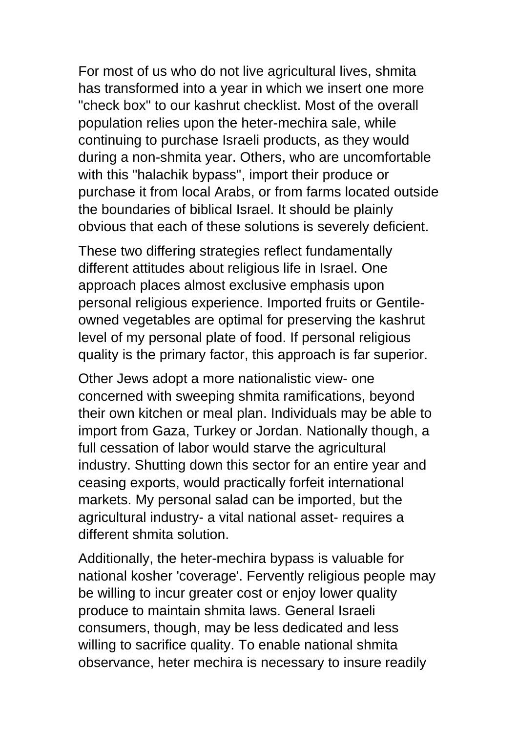For most of us who do not live agricultural lives, shmita has transformed into a year in which we insert one more "check box" to our kashrut checklist. Most of the overall population relies upon the heter-mechira sale, while continuing to purchase Israeli products, as they would during a non-shmita year. Others, who are uncomfortable with this "halachik bypass", import their produce or purchase it from local Arabs, or from farms located outside the boundaries of biblical Israel. It should be plainly obvious that each of these solutions is severely deficient.

These two differing strategies reflect fundamentally different attitudes about religious life in Israel. One approach places almost exclusive emphasis upon personal religious experience. Imported fruits or Gentile-owned vegetables are optimal for preserving the kashrut level of my personal plate of food. If personal religious quality is the primary factor, this approach is far superior.

Other Jews adopt a more nationalistic view- one concerned with sweeping shmita ramifications, beyond their own kitchen or meal plan. Individuals may be able to import from Gaza, Turkey or Jordan. Nationally though, a full cessation of labor would starve the agricultural industry. Shutting down this sector for an entire year and ceasing exports, would practically forfeit international markets. My personal salad can be imported, but the agricultural industry- a vital national asset- requires a different shmita solution.

Additionally, the heter-mechira bypass is valuable for national kosher 'coverage'. Fervently religious people may be willing to incur greater cost or enjoy lower quality produce to maintain shmita laws. General Israeli consumers, though, may be less dedicated and less willing to sacrifice quality. To enable national shmita observance, heter mechira is necessary to insure readily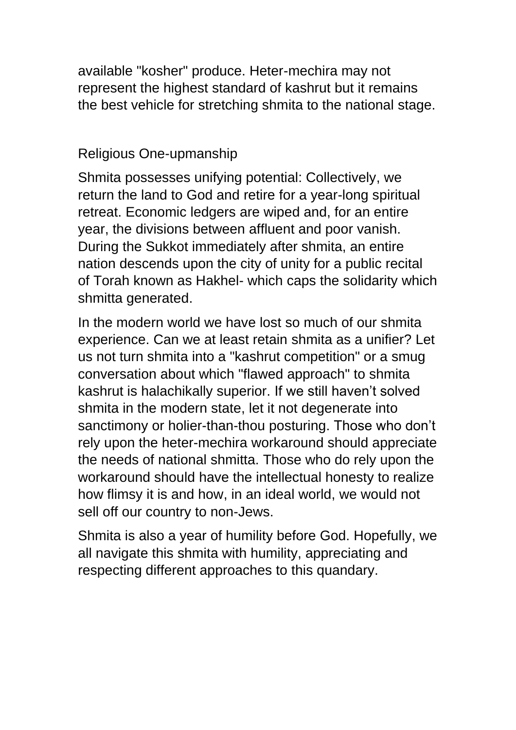available "kosher" produce. Heter-mechira may not represent the highest standard of kashrut but it remains the best vehicle for stretching shmita to the national stage.

## Religious One-upmanship

Shmita possesses unifying potential: Collectively, we return the land to God and retire for a year-long spiritual retreat. Economic ledgers are wiped and, for an entire year, the divisions between affluent and poor vanish. During the Sukkot immediately after shmita, an entire nation descends upon the city of unity for a public recital of Torah known as Hakhel- which caps the solidarity which shmitta generated.

In the modern world we have lost so much of our shmita experience. Can we at least retain shmita as a unifier? Let us not turn shmita into a "kashrut competition" or a smug conversation about which "flawed approach" to shmita kashrut is halachikally superior. If we still haven't solved shmita in the modern state, let it not degenerate into sanctimony or holier-than-thou posturing. Those who don't rely upon the heter-mechira workaround should appreciate the needs of national shmitta. Those who do rely upon the workaround should have the intellectual honesty to realize how flimsy it is and how, in an ideal world, we would not sell off our country to non-Jews.

Shmita is also a year of humility before God. Hopefully, we all navigate this shmita with humility, appreciating and respecting different approaches to this quandary.